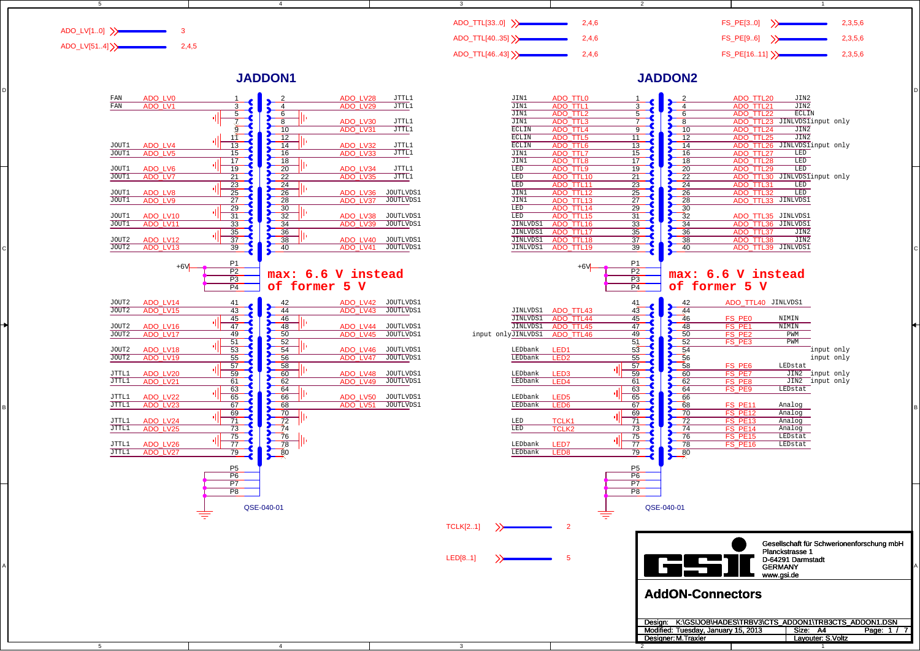ADO_LV[1..0] — 3

ADO_LV[51..4] — 2,4,5

ADO_TTL[33..0] — 2,4,6

ADO_TTL[40..35] — 2,4,6

ADO_TTL[46..43] — 2,4,6

FS_PE[3..0] — 2,3,5,6

FS_PE[9..6] — 2,3,5,6

FS_PE[16..11] — 2,3,5,6

# JADDON1

| Type | Signal | Pin | Pin | Signal | Type |
|---|---|---|---|---|---|
| FAN | ADO_LV0 | 1 | 2 | ADO_LV28 | JTTL1 |
| FAN | ADO_LV1 | 3 | 4 | ADO_LV29 | JTTL1 |
| | | 5 | 6 | | |
| | | 7 | 8 | ADO_LV30 | JTTL1 |
| | | 9 | 10 | ADO_LV31 | JTTL1 |
| | | 11 | 12 | | |
| JOUT1 | ADO_LV4 | 13 | 14 | ADO_LV32 | JTTL1 |
| JOUT1 | ADO_LV5 | 15 | 16 | ADO_LV33 | JTTL1 |
| | | 17 | 18 | | |
| JOUT1 | ADO_LV6 | 19 | 20 | ADO_LV34 | JTTL1 |
| JOUT1 | ADO_LV7 | 21 | 22 | ADO_LV35 | JTTL1 |
| | | 23 | 24 | | |
| JOUT1 | ADO_LV8 | 25 | 26 | ADO_LV36 | JOUTLVDS1 |
| JOUT1 | ADO_LV9 | 27 | 28 | ADO_LV37 | JOUTLVDS1 |
| | | 29 | 30 | | |
| JOUT1 | ADO_LV10 | 31 | 32 | ADO_LV38 | JOUTLVDS1 |
| JOUT1 | ADO_LV11 | 33 | 34 | ADO_LV39 | JOUTLVDS1 |
| | | 35 | 36 | | |
| JOUT2 | ADO_LV12 | 37 | 38 | ADO_LV40 | JOUTLVDS1 |
| JOUT2 | ADO_LV13 | 39 | 40 | ADO_LV41 | JOUTLVDS1 |

+6V — P1, P2, P3, P4

**max: 6.6 V instead of former 5 V**

| Type | Signal | Pin | Pin | Signal | Type |
|---|---|---|---|---|---|
| JOUT2 | ADO_LV14 | 41 | 42 | ADO_LV42 | JOUTLVDS1 |
| JOUT2 | ADO_LV15 | 43 | 44 | ADO_LV43 | JOUTLVDS1 |
| | | 45 | 46 | | |
| JOUT2 | ADO_LV16 | 47 | 48 | ADO_LV44 | JOUTLVDS1 |
| JOUT2 | ADO_LV17 | 49 | 50 | ADO_LV45 | JOUTLVDS1 |
| | | 51 | 52 | | |
| JOUT2 | ADO_LV18 | 53 | 54 | ADO_LV46 | JOUTLVDS1 |
| JOUT2 | ADO_LV19 | 55 | 56 | ADO_LV47 | JOUTLVDS1 |
| | | 57 | 58 | | |
| JTTL1 | ADO_LV20 | 59 | 60 | ADO_LV48 | JOUTLVDS1 |
| JTTL1 | ADO_LV21 | 61 | 62 | ADO_LV49 | JOUTLVDS1 |
| | | 63 | 64 | | |
| JTTL1 | ADO_LV22 | 65 | 66 | ADO_LV50 | JOUTLVDS1 |
| JTTL1 | ADO_LV23 | 67 | 68 | ADO_LV51 | JOUTLVDS1 |
| | | 69 | 70 | | |
| JTTL1 | ADO_LV24 | 71 | 72 | | |
| JTTL1 | ADO_LV25 | 73 | 74 | | |
| | | 75 | 76 | | |
| JTTL1 | ADO_LV26 | 77 | 78 | | |
| JTTL1 | ADO_LV27 | 79 | 80 | | |

P5, P6, P7, P8 — GND

QSE-040-01

# JADDON2

| Note | Type | Signal | Pin | Pin | Signal | Type | Note |
|---|---|---|---|---|---|---|---|
| | JIN1 | ADO_TTL0 | 1 | 2 | ADO_TTL20 | JIN2 | |
| | JIN1 | ADO_TTL1 | 3 | 4 | ADO_TTL21 | JIN2 | |
| | JIN1 | ADO_TTL2 | 5 | 6 | ADO_TTL22 | ECLIN | |
| | JIN1 | ADO_TTL3 | 7 | 8 | ADO_TTL23 | JINLVDS1 | input only |
| | ECLIN | ADO_TTL4 | 9 | 10 | ADO_TTL24 | JIN2 | |
| | ECLIN | ADO_TTL5 | 11 | 12 | ADO_TTL25 | JIN2 | |
| | ECLIN | ADO_TTL6 | 13 | 14 | ADO_TTL26 | JINLVDS1 | input only |
| | JIN1 | ADO_TTL7 | 15 | 16 | ADO_TTL27 | LED | |
| | JIN1 | ADO_TTL8 | 17 | 18 | ADO_TTL28 | LED | |
| | LED | ADO_TTL9 | 19 | 20 | ADO_TTL29 | LED | |
| | LED | ADO_TTL10 | 21 | 22 | ADO_TTL30 | JINLVDS1 | input only |
| | LED | ADO_TTL11 | 23 | 24 | ADO_TTL31 | LED | |
| | JIN1 | ADO_TTL12 | 25 | 26 | ADO_TTL32 | LED | |
| | JIN1 | ADO_TTL13 | 27 | 28 | ADO_TTL33 | JINLVDS1 | |
| | LED | ADO_TTL14 | 29 | 30 | | | |
| | LED | ADO_TTL15 | 31 | 32 | ADO_TTL35 | JINLVDS1 | |
| | JINLVDS1 | ADO_TTL16 | 33 | 34 | ADO_TTL36 | JINLVDS1 | |
| | JINLVDS1 | ADO_TTL17 | 35 | 36 | ADO_TTL37 | JIN2 | |
| | JINLVDS1 | ADO_TTL18 | 37 | 38 | ADO_TTL38 | JIN2 | |
| | JINLVDS1 | ADO_TTL19 | 39 | 40 | ADO_TTL39 | JINLVDS1 | |

+6V — P1, P2, P3, P4

**max: 6.6 V instead of former 5 V**

| Note | Type | Signal | Pin | Pin | Signal | Type | Note |
|---|---|---|---|---|---|---|---|
| | | | 41 | 42 | ADO_TTL40 | JINLVDS1 | |
| | JINLVDS1 | ADO_TTL43 | 43 | 44 | | | |
| | JINLVDS1 | ADO_TTL44 | 45 | 46 | FS_PE0 | NIMIN | |
| | JINLVDS1 | ADO_TTL45 | 47 | 48 | FS_PE1 | NIMIN | |
| input only | JINLVDS1 | ADO_TTL46 | 49 | 50 | FS_PE2 | PWM | |
| | | | 51 | 52 | FS_PE3 | PWM | |
| | LEDbank | LED1 | 53 | 54 | | | input only |
| | LEDbank | LED2 | 55 | 56 | | | input only |
| | | | 57 | 58 | FS_PE6 | LEDstat | |
| | LEDbank | LED3 | 59 | 60 | FS_PE7 | JIN2 | input only |
| | LEDbank | LED4 | 61 | 62 | FS_PE8 | JIN2 | input only |
| | | | 63 | 64 | FS_PE9 | LEDstat | |
| | LEDbank | LED5 | 65 | 66 | | | |
| | LEDbank | LED6 | 67 | 68 | FS_PE11 | Analog | |
| | | | 69 | 70 | FS_PE12 | Analog | |
| | LED | TCLK1 | 71 | 72 | FS_PE13 | Analog | |
| | LED | TCLK2 | 73 | 74 | FS_PE14 | Analog | |
| | | | 75 | 76 | FS_PE15 | LEDstat | |
| | LEDbank | LED7 | 77 | 78 | FS_PE16 | LEDstat | |
| | LEDbank | LED8 | 79 | 80 | | | |

P5, P6, P7, P8 — GND

QSE-040-01

TCLK[2..1] — 2

LED[8..1] — 5

Gesellschaft für Schwerionenforschung mbH
Planckstrasse 1
D-64291 Darmstadt
GERMANY
www.gsi.de

## AddON-Connectors

Design: K:\GSIJOB\HADES\TRBV3\CTS_ADDON1\TRB3CTS_ADDON1.DSN
Modified: Tuesday, January 15, 2013 — Size: A4 — Page: 1 / 7
Designer: M.Traxler — Layouter: S.Voltz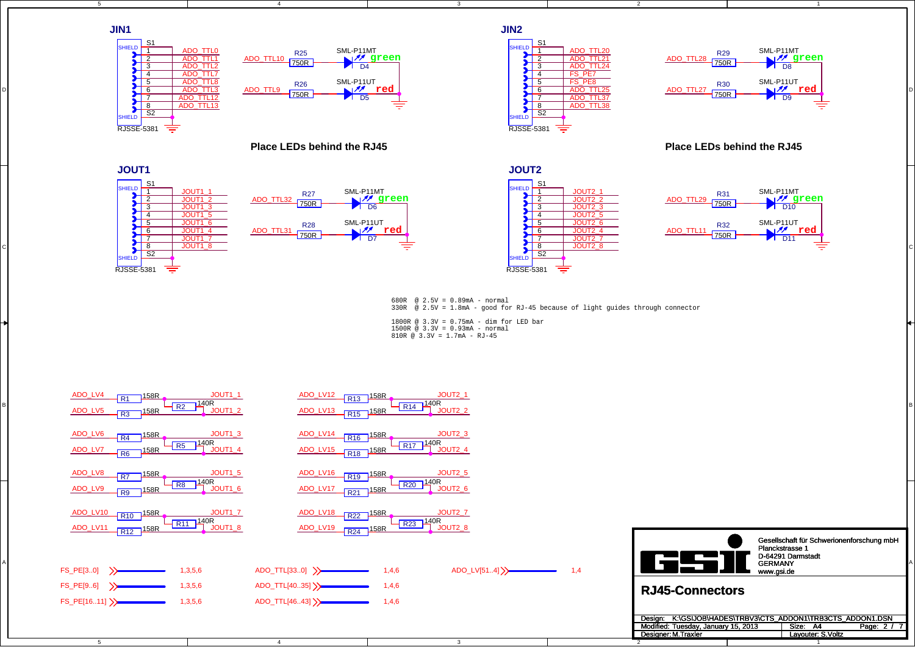## JIN1

RJSSE-5381

| Pin | Signal |
|---|---|
| 1 | ADO_TTL0 |
| 2 | ADO_TTL1 |
| 3 | ADO_TTL2 |
| 4 | ADO_TTL7 |
| 5 | ADO_TTL8 |
| 6 | ADO_TTL3 |
| 7 | ADO_TTL12 |
| 8 | ADO_TTL13 |

ADO_TTL10 — R25 750R — D4 SML-P11MT green

ADO_TTL9 — R26 750R — D5 SML-P11UT red

**Place LEDs behind the RJ45**

## JIN2

RJSSE-5381

| Pin | Signal |
|---|---|
| 1 | ADO_TTL20 |
| 2 | ADO_TTL21 |
| 3 | ADO_TTL24 |
| 4 | FS_PE7 |
| 5 | FS_PE8 |
| 6 | ADO_TTL25 |
| 7 | ADO_TTL37 |
| 8 | ADO_TTL38 |

ADO_TTL28 — R29 750R — D8 SML-P11MT green

ADO_TTL27 — R30 750R — D9 SML-P11UT red

**Place LEDs behind the RJ45**

## JOUT1

RJSSE-5381

| Pin | Signal |
|---|---|
| 1 | JOUT1_1 |
| 2 | JOUT1_2 |
| 3 | JOUT1_3 |
| 4 | JOUT1_5 |
| 5 | JOUT1_6 |
| 6 | JOUT1_4 |
| 7 | JOUT1_7 |
| 8 | JOUT1_8 |

ADO_TTL32 — R27 750R — D6 SML-P11MT green

ADO_TTL31 — R28 750R — D7 SML-P11UT red

## JOUT2

RJSSE-5381

| Pin | Signal |
|---|---|
| 1 | JOUT2_1 |
| 2 | JOUT2_2 |
| 3 | JOUT2_3 |
| 4 | JOUT2_5 |
| 5 | JOUT2_6 |
| 6 | JOUT2_4 |
| 7 | JOUT2_7 |
| 8 | JOUT2_8 |

ADO_TTL29 — R31 750R — D10 SML-P11MT green

ADO_TTL11 — R32 750R — D11 SML-P11UT red

```
680R  @ 2.5V = 0.89mA - normal
330R  @ 2.5V = 1.8mA - good for RJ-45 because of light guides through connector

1800R @ 3.3V = 0.75mA - dim for LED bar
1500R @ 3.3V = 0.93mA - normal
810R @ 3.3V = 1.7mA - RJ-45
```

| Input | Series R | Termination | Output |
|---|---|---|---|
| ADO_LV4 | R1 158R | R2 140R | JOUT1_1 |
| ADO_LV5 | R3 158R | | JOUT1_2 |
| ADO_LV6 | R4 158R | R5 140R | JOUT1_3 |
| ADO_LV7 | R6 158R | | JOUT1_4 |
| ADO_LV8 | R7 158R | R8 140R | JOUT1_5 |
| ADO_LV9 | R9 158R | | JOUT1_6 |
| ADO_LV10 | R10 158R | R11 140R | JOUT1_7 |
| ADO_LV11 | R12 158R | | JOUT1_8 |
| ADO_LV12 | R13 158R | R14 140R | JOUT2_1 |
| ADO_LV13 | R15 158R | | JOUT2_2 |
| ADO_LV14 | R16 158R | R17 140R | JOUT2_3 |
| ADO_LV15 | R18 158R | | JOUT2_4 |
| ADO_LV16 | R19 158R | R20 140R | JOUT2_5 |
| ADO_LV17 | R21 158R | | JOUT2_6 |
| ADO_LV18 | R22 158R | R23 140R | JOUT2_7 |
| ADO_LV19 | R24 158R | | JOUT2_8 |

| Bus | Pages |
|---|---|
| FS_PE[3..0] | 1,3,5,6 |
| FS_PE[9..6] | 1,3,5,6 |
| FS_PE[16..11] | 1,3,5,6 |
| ADO_TTL[33..0] | 1,4,6 |
| ADO_TTL[40..35] | 1,4,6 |
| ADO_TTL[46..43] | 1,4,6 |
| ADO_LV[51..4] | 1,4 |

Gesellschaft für Schwerionenforschung mbH
Planckstrasse 1
D-64291 Darmstadt
GERMANY
www.gsi.de

## RJ45-Connectors

Design: K:\GSIJOB\HADES\TRBV3\CTS_ADDON1\TRB3CTS_ADDON1.DSN
Modified: Tuesday, January 15, 2013 | Size: A4 | Page: 2 / 7
Designer: M.Traxler | Layouter: S.Voltz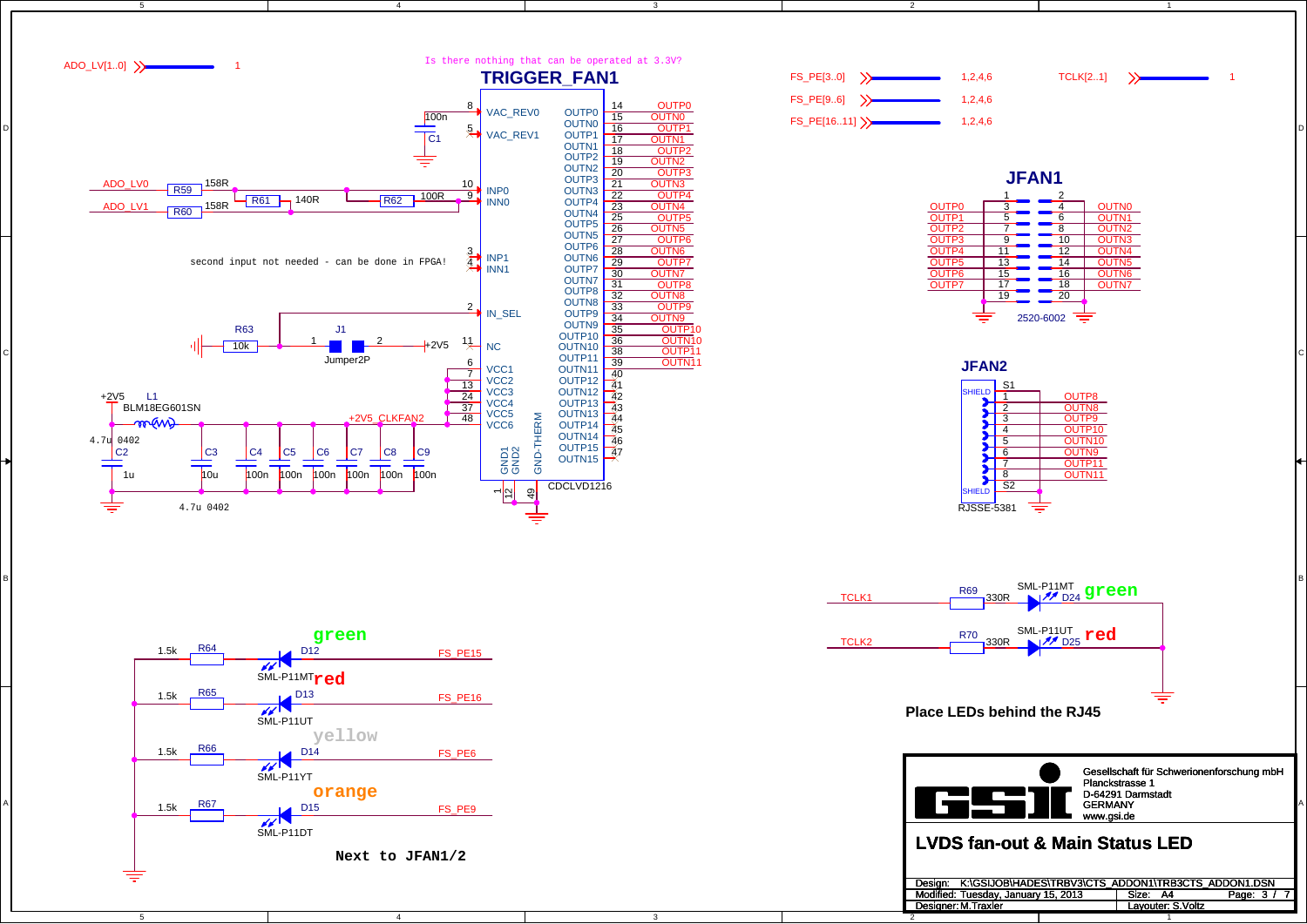Is there nothing that can be operated at 3.3V?

## TRIGGER_FAN1

CDCLVD1216

second input not needed - can be done in FPGA!

ADO_LV[1..0]

FS_PE[3..0] 1,2,4,6

FS_PE[9..6] 1,2,4,6

FS_PE[16..11] 1,2,4,6

TCLK[2..1] 1

## JFAN1

2520-6002

## JFAN2

RJSSE-5381

green

red

yellow

orange

Next to JFAN1/2

**Place LEDs behind the RJ45**

Gesellschaft für Schwerionenforschung mbH
Planckstrasse 1
D-64291 Darmstadt
GERMANY
www.gsi.de

## LVDS fan-out & Main Status LED

Design: K:\GSIJOB\HADES\TRBV3\CTS_ADDON1\TRB3CTS_ADDON1.DSN
Modified: Tuesday, January 15, 2013 | Size: A4 | Page: 3 / 7
Designer: M.Traxler | Layouter: S.Voltz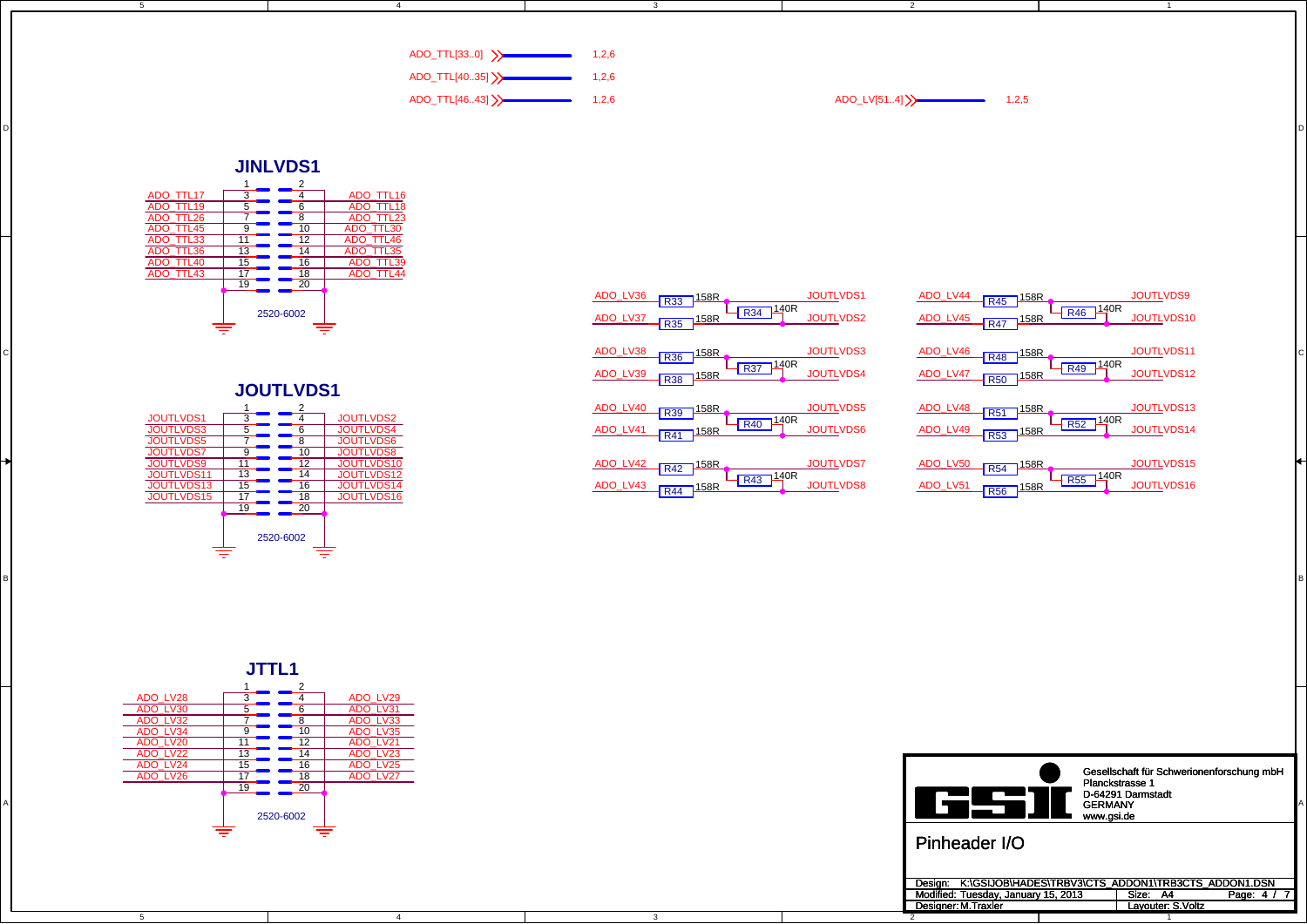ADO_TTL[33..0] — 1,2,6

ADO_TTL[40..35] — 1,2,6

ADO_TTL[46..43] — 1,2,6

ADO_LV[51..4] — 1,2,5

## JINLVDS1

| Signal | Pin | Pin | Signal |
|---|---|---|---|
| | 1 | 2 | |
| ADO_TTL17 | 3 | 4 | ADO_TTL16 |
| ADO_TTL19 | 5 | 6 | ADO_TTL18 |
| ADO_TTL26 | 7 | 8 | ADO_TTL23 |
| ADO_TTL45 | 9 | 10 | ADO_TTL30 |
| ADO_TTL33 | 11 | 12 | ADO_TTL46 |
| ADO_TTL36 | 13 | 14 | ADO_TTL35 |
| ADO_TTL40 | 15 | 16 | ADO_TTL39 |
| ADO_TTL43 | 17 | 18 | ADO_TTL44 |
| | 19 | 20 | |

2520-6002

## JOUTLVDS1

| Signal | Pin | Pin | Signal |
|---|---|---|---|
| | 1 | 2 | |
| JOUTLVDS1 | 3 | 4 | JOUTLVDS2 |
| JOUTLVDS3 | 5 | 6 | JOUTLVDS4 |
| JOUTLVDS5 | 7 | 8 | JOUTLVDS6 |
| JOUTLVDS7 | 9 | 10 | JOUTLVDS8 |
| JOUTLVDS9 | 11 | 12 | JOUTLVDS10 |
| JOUTLVDS11 | 13 | 14 | JOUTLVDS12 |
| JOUTLVDS13 | 15 | 16 | JOUTLVDS14 |
| JOUTLVDS15 | 17 | 18 | JOUTLVDS16 |
| | 19 | 20 | |

2520-6002

## JTTL1

| Signal | Pin | Pin | Signal |
|---|---|---|---|
| | 1 | 2 | |
| ADO_LV28 | 3 | 4 | ADO_LV29 |
| ADO_LV30 | 5 | 6 | ADO_LV31 |
| ADO_LV32 | 7 | 8 | ADO_LV33 |
| ADO_LV34 | 9 | 10 | ADO_LV35 |
| ADO_LV20 | 11 | 12 | ADO_LV21 |
| ADO_LV22 | 13 | 14 | ADO_LV23 |
| ADO_LV24 | 15 | 16 | ADO_LV25 |
| ADO_LV26 | 17 | 18 | ADO_LV27 |
| | 19 | 20 | |

2520-6002

## Resistor network

| Input | Series R | Value | Termination R | Value | Output |
|---|---|---|---|---|---|
| ADO_LV36 | R33 | 158R | R34 | 140R | JOUTLVDS1 |
| ADO_LV37 | R35 | 158R | | | JOUTLVDS2 |
| ADO_LV38 | R36 | 158R | R37 | 140R | JOUTLVDS3 |
| ADO_LV39 | R38 | 158R | | | JOUTLVDS4 |
| ADO_LV40 | R39 | 158R | R40 | 140R | JOUTLVDS5 |
| ADO_LV41 | R41 | 158R | | | JOUTLVDS6 |
| ADO_LV42 | R42 | 158R | R43 | 140R | JOUTLVDS7 |
| ADO_LV43 | R44 | 158R | | | JOUTLVDS8 |
| ADO_LV44 | R45 | 158R | R46 | 140R | JOUTLVDS9 |
| ADO_LV45 | R47 | 158R | | | JOUTLVDS10 |
| ADO_LV46 | R48 | 158R | R49 | 140R | JOUTLVDS11 |
| ADO_LV47 | R50 | 158R | | | JOUTLVDS12 |
| ADO_LV48 | R51 | 158R | R52 | 140R | JOUTLVDS13 |
| ADO_LV49 | R53 | 158R | | | JOUTLVDS14 |
| ADO_LV50 | R54 | 158R | R55 | 140R | JOUTLVDS15 |
| ADO_LV51 | R56 | 158R | | | JOUTLVDS16 |

Gesellschaft für Schwerionenforschung mbH
Planckstrasse 1
D-64291 Darmstadt
GERMANY
www.gsi.de

# Pinheader I/O

Design: K:\GSIJOB\HADES\TRBV3\CTS_ADDON1\TRB3CTS_ADDON1.DSN
Modified: Tuesday, January 15, 2013 | Size: A4 | Page: 4 / 7
Designer: M.Traxler | Layouter: S.Voltz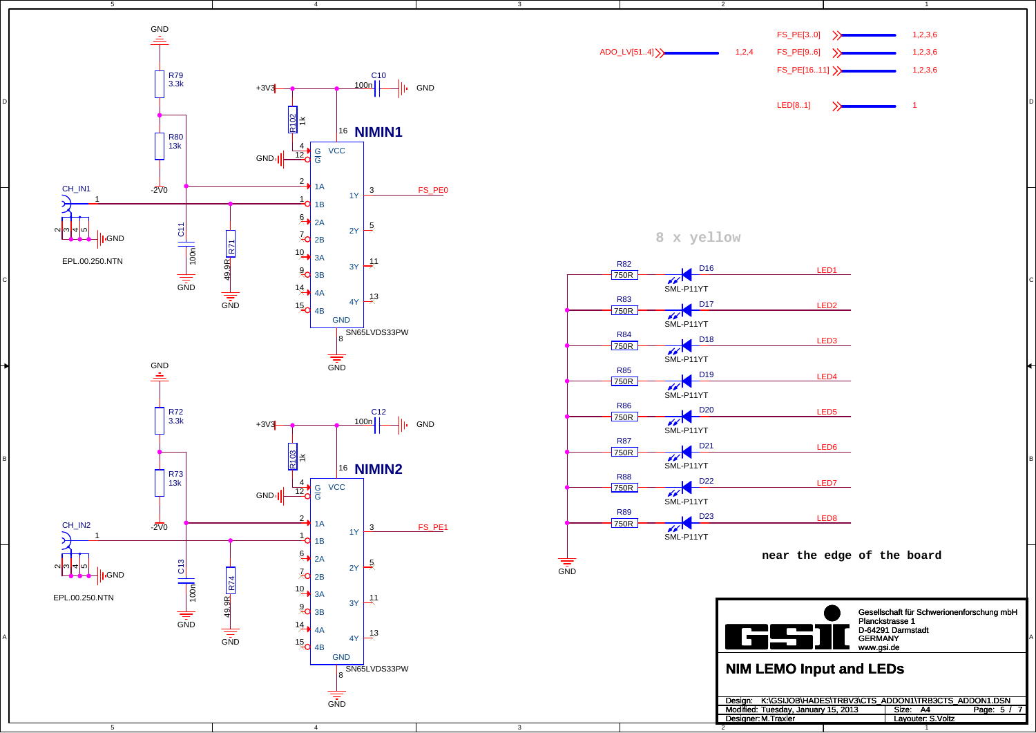# NIM LEMO Input and LEDs

**NIMIN1** — SN65LVDS33PW

- +3V3, C10 100n, GND
- R102 1k
- Pin 16 VCC, Pin 4 G, Pin 12 G̅, Pin 8 GND
- Pin 2 1A, Pin 1 1B, Pin 3 1Y → FS_PE0
- Pin 6 2A, Pin 7 2B, Pin 5 2Y
- Pin 10 3A, Pin 9 3B, Pin 11 3Y
- Pin 14 4A, Pin 15 4B, Pin 13 4Y
- CH_IN1 (EPL.00.250.NTN), pins 2, 3, 4, 5 to GND
- R79 3.3k, R80 13k, -2V0, C11 100n, R71 49.9R

**NIMIN2** — SN65LVDS33PW

- +3V3, C12 100n, GND
- R103 1k
- Pin 16 VCC, Pin 4 G, Pin 12 G̅, Pin 8 GND
- Pin 2 1A, Pin 1 1B, Pin 3 1Y → FS_PE1
- Pin 6 2A, Pin 7 2B, Pin 5 2Y
- Pin 10 3A, Pin 9 3B, Pin 11 3Y
- Pin 14 4A, Pin 15 4B, Pin 13 4Y
- CH_IN2 (EPL.00.250.NTN), pins 2, 3, 4, 5 to GND
- R72 3.3k, R73 13k, -2V0, C13 100n, R74 49.9R

**Ports**

| Signal | Pages |
|---|---|
| ADO_LV[51..4] | 1,2,4 |
| FS_PE[3..0] | 1,2,3,6 |
| FS_PE[9..6] | 1,2,3,6 |
| FS_PE[16..11] | 1,2,3,6 |
| LED[8..1] | 1 |

**8 x yellow**

| Resistor | Value | Diode | Type | Signal |
|---|---|---|---|---|
| R82 | 750R | D16 | SML-P11YT | LED1 |
| R83 | 750R | D17 | SML-P11YT | LED2 |
| R84 | 750R | D18 | SML-P11YT | LED3 |
| R85 | 750R | D19 | SML-P11YT | LED4 |
| R86 | 750R | D20 | SML-P11YT | LED5 |
| R87 | 750R | D21 | SML-P11YT | LED6 |
| R88 | 750R | D22 | SML-P11YT | LED7 |
| R89 | 750R | D23 | SML-P11YT | LED8 |

Common: GND

**near the edge of the board**

Gesellschaft für Schwerionenforschung mbH
Planckstrasse 1
D-64291 Darmstadt
GERMANY
www.gsi.de

Design: K:\GSIJOB\HADES\TRBV3\CTS_ADDON1\TRB3CTS_ADDON1.DSN
Modified: Tuesday, January 15, 2013 — Size: A4 — Page: 5 / 7
Designer: M.Traxler — Layouter: S.Voltz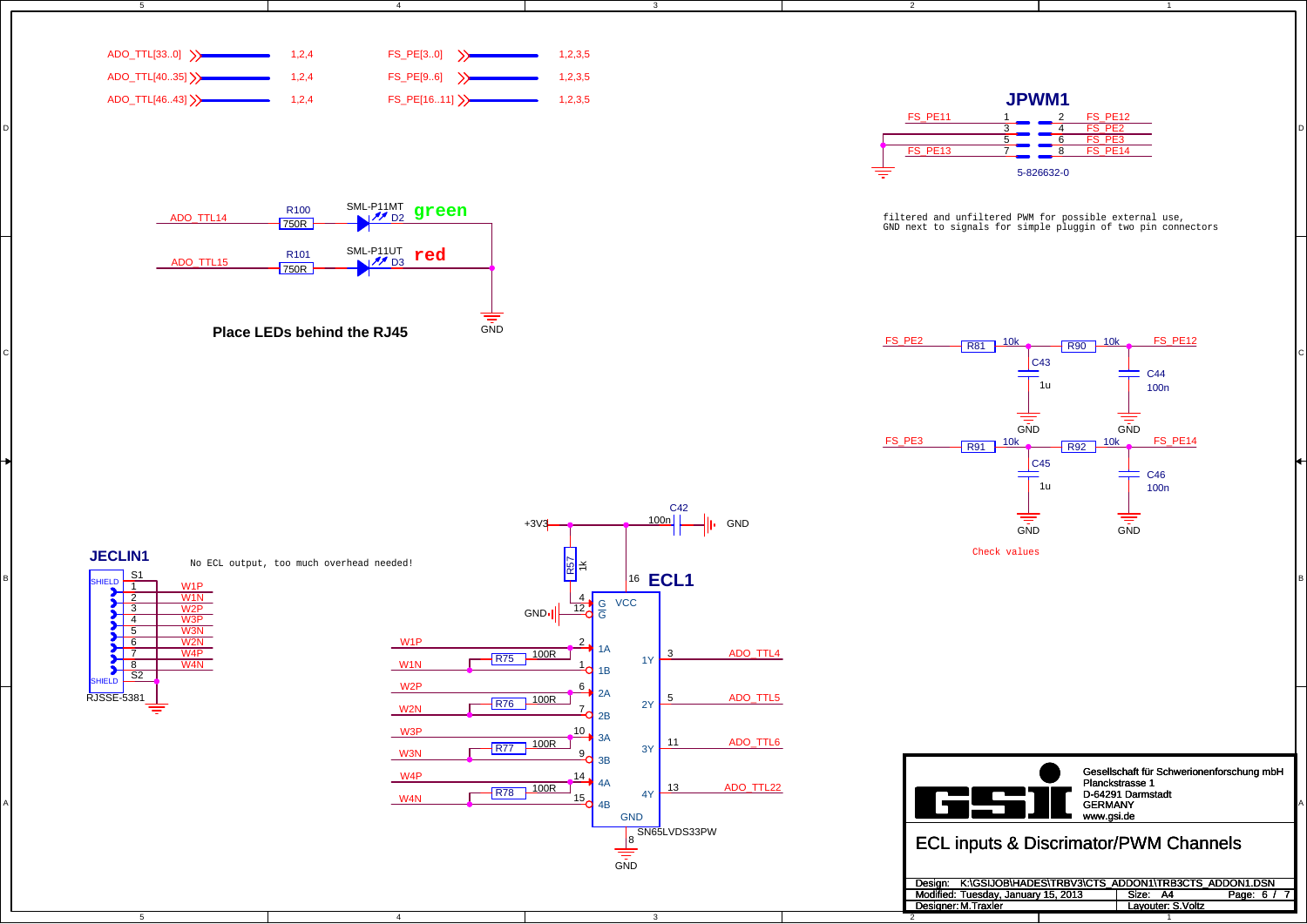ADO_TTL[33..0] 1,2,4

ADO_TTL[40..35] 1,2,4

ADO_TTL[46..43] 1,2,4

FS_PE[3..0] 1,2,3,5

FS_PE[9..6] 1,2,3,5

FS_PE[16..11] 1,2,3,5

## JPWM1

| Signal | Pin | Pin | Signal |
|---|---|---|---|
| FS_PE11 | 1 | 2 | FS_PE12 |
| | 3 | 4 | FS_PE2 |
| | 5 | 6 | FS_PE3 |
| FS_PE13 | 7 | 8 | FS_PE14 |

5-826632-0

filtered and unfiltered PWM for possible external use,
GND next to signals for simple pluggin of two pin connectors

ADO_TTL14 — R100 750R — SML-P11MT D2 **green** — GND

ADO_TTL15 — R101 750R — SML-P11UT D3 **red** — GND

**Place LEDs behind the RJ45**

FS_PE2 — R81 10k — C43 1u — GND — R90 10k — FS_PE12 — C44 100n — GND

FS_PE3 — R91 10k — C45 1u — GND — R92 10k — FS_PE14 — C46 100n — GND

Check values

## JECLIN1

No ECL output, too much overhead needed!

| Pin | Signal |
|---|---|
| SHIELD S1 | |
| 1 | W1P |
| 2 | W1N |
| 3 | W2P |
| 4 | W3P |
| 5 | W3N |
| 6 | W2N |
| 7 | W4P |
| 8 | W4N |
| SHIELD S2 | GND |

RJSSE-5381

## ECL1

SN65LVDS33PW

+3V3 — C42 100n — GND; R57 1k

| Pin | Name | Connection |
|---|---|---|
| 16 | VCC | +3V3 |
| 4 | G | R57 1k to +3V3 |
| 12 | $\overline{G}$ | GND |
| 2 | 1A | W1P |
| 1 | 1B | W1N (R75 100R) |
| 3 | 1Y | ADO_TTL4 |
| 6 | 2A | W2P |
| 7 | 2B | W2N (R76 100R) |
| 5 | 2Y | ADO_TTL5 |
| 10 | 3A | W3P |
| 9 | 3B | W3N (R77 100R) |
| 11 | 3Y | ADO_TTL6 |
| 14 | 4A | W4P |
| 15 | 4B | W4N (R78 100R) |
| 13 | 4Y | ADO_TTL22 |
| 8 | GND | GND |

Gesellschaft für Schwerionenforschung mbH
Planckstrasse 1
D-64291 Darmstadt
GERMANY
www.gsi.de

## ECL inputs & Discriminator/PWM Channels

Design: K:\GSIJOB\HADES\TRBV3\CTS_ADDON1\TRB3CTS_ADDON1.DSN
Modified: Tuesday, January 15, 2013 — Size: A4 — Page: 6 / 7
Designer: M.Traxler — Layouter: S.Voltz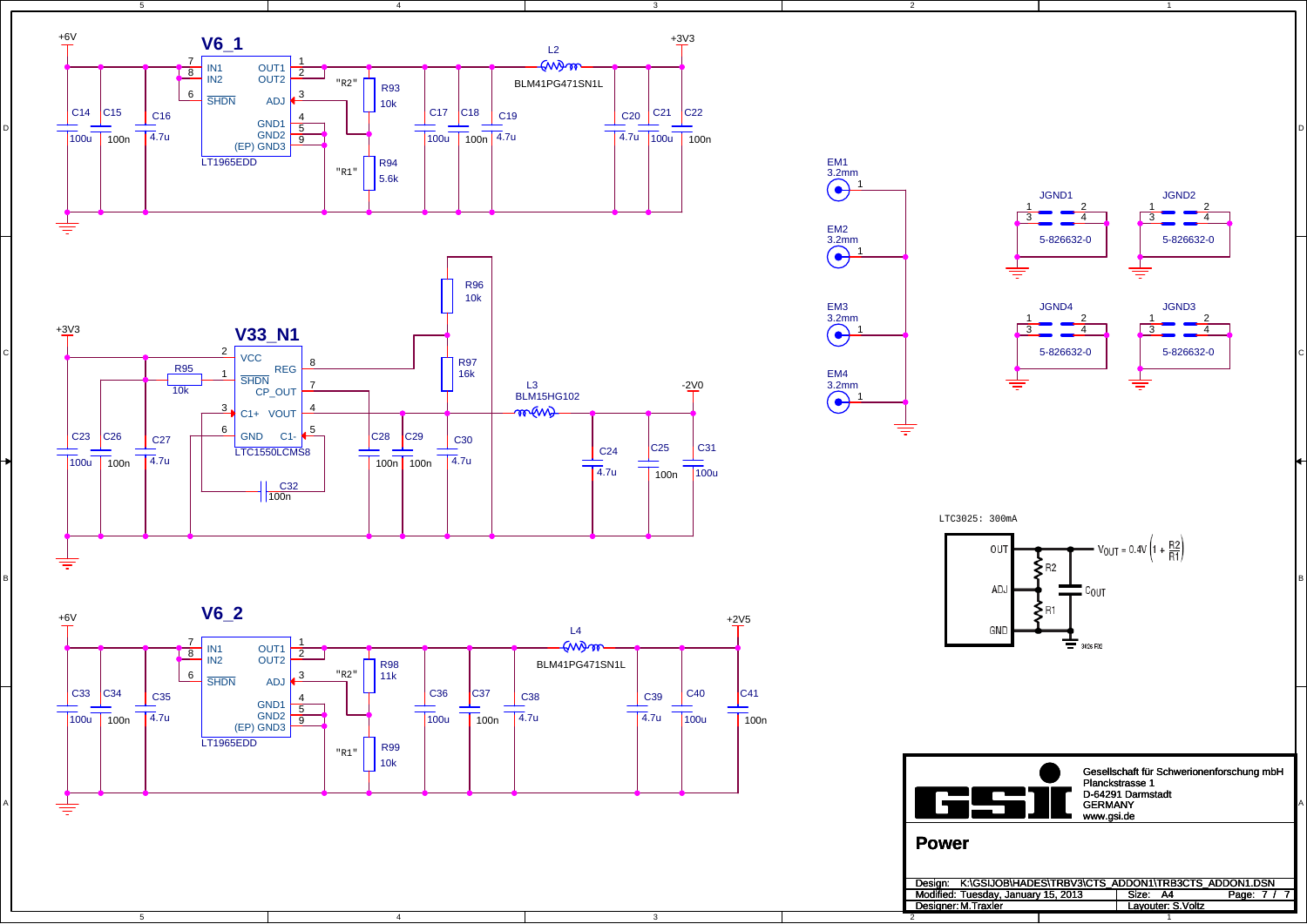V6_1

+6V, +3V3

C14 100u, C15 100n, C16 4.7u

LT1965EDD: IN1 (7), IN2 (8), SHDN (6), OUT1 (1), OUT2 (2), ADJ (3), GND1 (4), GND2 (5), (EP) GND3 (9)

"R2" R93 10k, "R1" R94 5.6k

C17 100u, C18 100n, C19 4.7u

L2 BLM41PG471SN1L

C20 4.7u, C21 100u, C22 100n

V33_N1

+3V3, -2V0

C23 100u, C26 100n, C27 4.7u, R95 10k

LTC1550LCMS8: VCC (2), SHDN (1), C1+ (3), GND (6), REG (8), CP_OUT (7), VOUT (4), C1- (5)

C32 100n

R96 10k, R97 16k

C28 100n, C29 100n, C30 4.7u

L3 BLM15HG102

C24 4.7u, C25 100n, C31 100u

V6_2

+6V, +2V5

C33 100u, C34 100n, C35 4.7u

LT1965EDD: IN1 (7), IN2 (8), SHDN (6), OUT1 (1), OUT2 (2), ADJ (3), GND1 (4), GND2 (5), (EP) GND3 (9)

"R2" R98 11k, "R1" R99 10k

C36 100u, C37 100n, C38 4.7u

L4 BLM41PG471SN1L

C39 4.7u, C40 100u, C41 100n

EM1 3.2mm, EM2 3.2mm, EM3 3.2mm, EM4 3.2mm

JGND1 5-826632-0, JGND2 5-826632-0, JGND4 5-826632-0, JGND3 5-826632-0

LTC3025: 300mA

OUT, ADJ, GND, R2, R1, $C_{OUT}$

$$V_{OUT} = 0.4V\left(1 + \frac{R2}{R1}\right)$$

Gesellschaft für Schwerionenforschung mbH
Planckstrasse 1
D-64291 Darmstadt
GERMANY
www.gsi.de

**Power**

Design: K:\GSIJOB\HADES\TRBV3\CTS_ADDON1\TRB3CTS_ADDON1.DSN
Modified: Tuesday, January 15, 2013 — Size: A4 — Page: 7 / 7
Designer: M.Traxler — Layouter: S.Voltz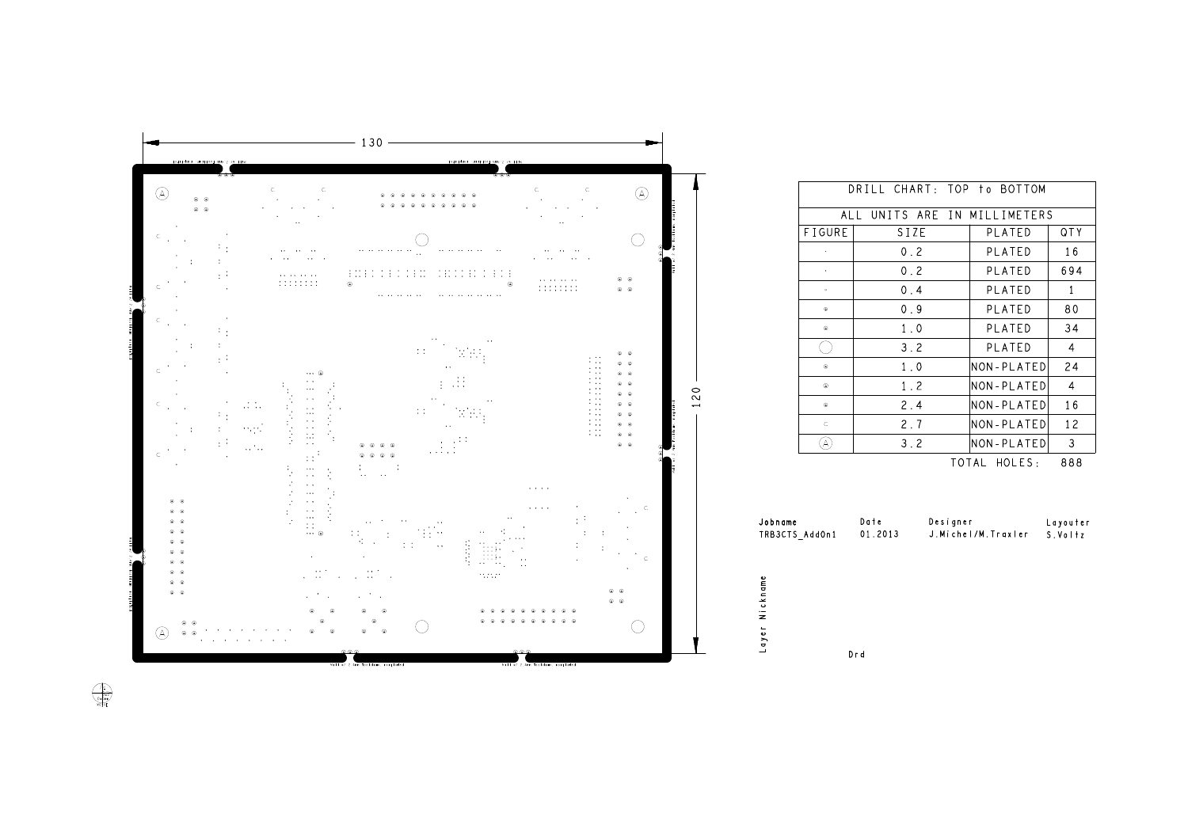130

120

| DRILL CHART: TOP to BOTTOM | | | |
|---|---|---|---|
| ALL UNITS ARE IN MILLIMETERS | | | |
| FIGURE | SIZE | PLATED | QTY |
| · | 0.2 | PLATED | 16 |
| · | 0.2 | PLATED | 694 |
| ◦ | 0.4 | PLATED | 1 |
| ⊕ | 0.9 | PLATED | 80 |
| ⊕ | 1.0 | PLATED | 34 |
| ◯ | 3.2 | PLATED | 4 |
| ⊕ | 1.0 | NON-PLATED | 24 |
| ⊕ | 1.2 | NON-PLATED | 4 |
| ⊕ | 2.4 | NON-PLATED | 16 |
| ⊂ | 2.7 | NON-PLATED | 12 |
| Ⓐ | 3.2 | NON-PLATED | 3 |
| | | TOTAL HOLES: | 888 |

| Jobname | Date | Designer | Layouter |
|---|---|---|---|
| TRB3CTS_AddOn1 | 01.2013 | J.Michel/M.Traxler | S.Voltz |

Layer Nickname

Drd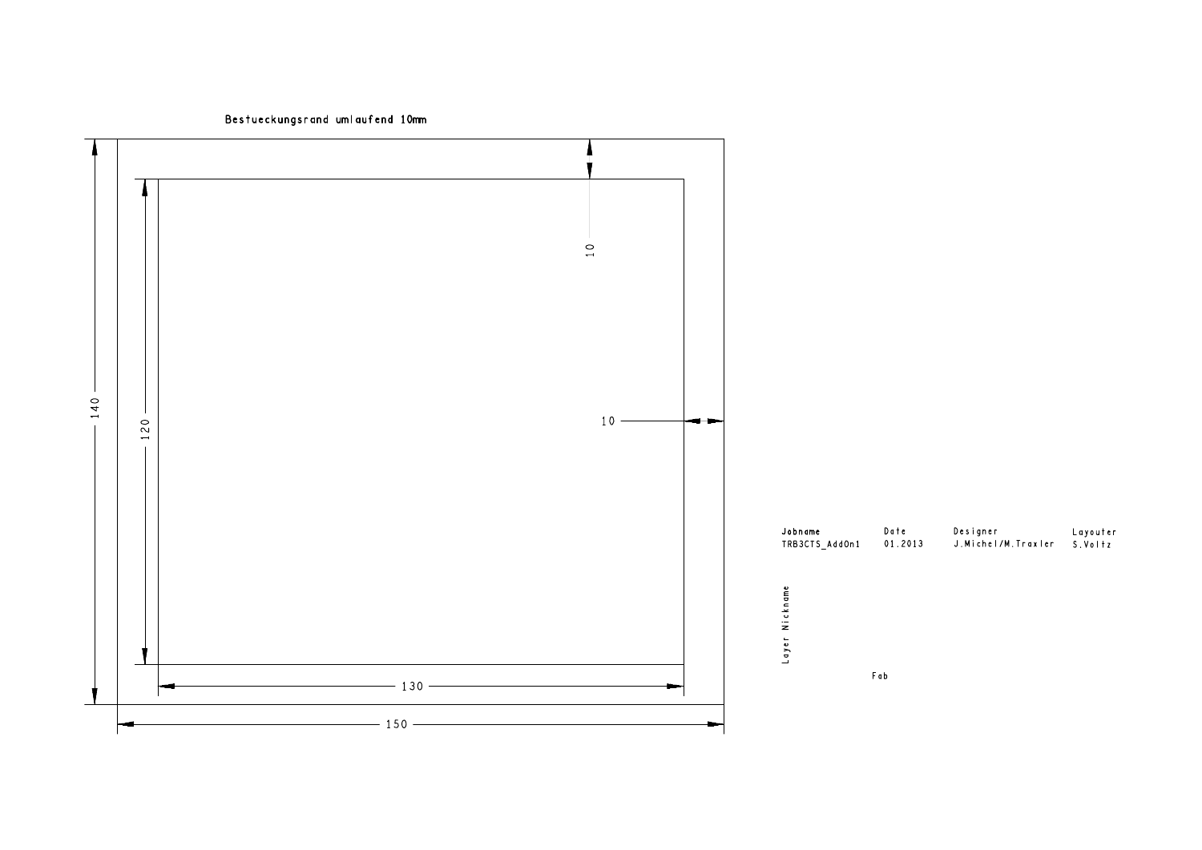Bestueckungsrand umlaufend 10mm

140

120

10

10

130

150

| Jobname | Date | Designer | Layouter |
| --- | --- | --- | --- |
| TRB3CTS_AddOn1 | 01.2013 | J.Michel/M.Traxler | S.Voltz |

Layer Nickname

Fab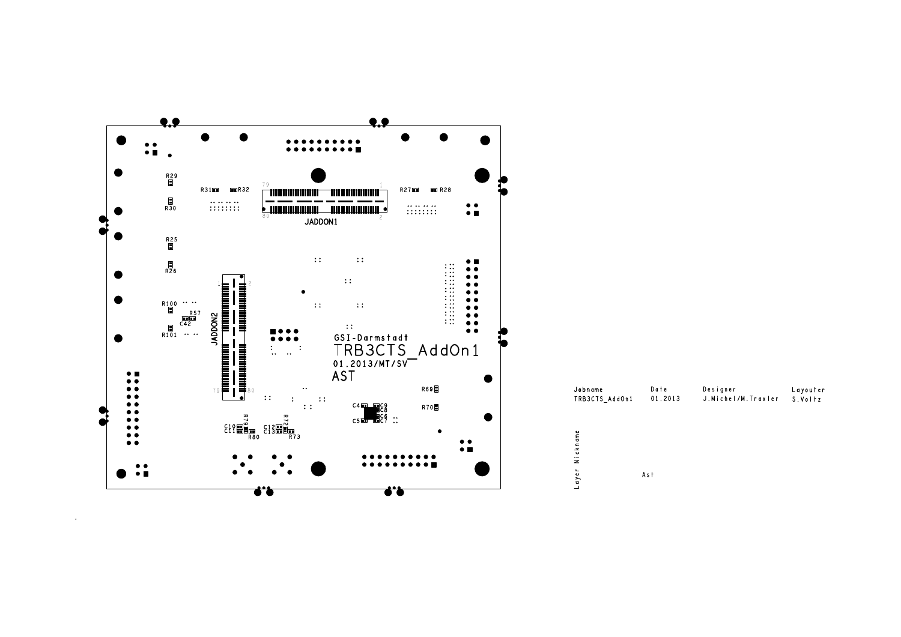GSI-Darmstadt

TRB3CTS_AddOn1

01.2013/MT/SV

AST

| Jobname | Date | Designer | Layouter |
| --- | --- | --- | --- |
| TRB3CTS_AddOn1 | 01.2013 | J.Michel/M.Traxler | S.Voltz |

Layer Nickname

Ast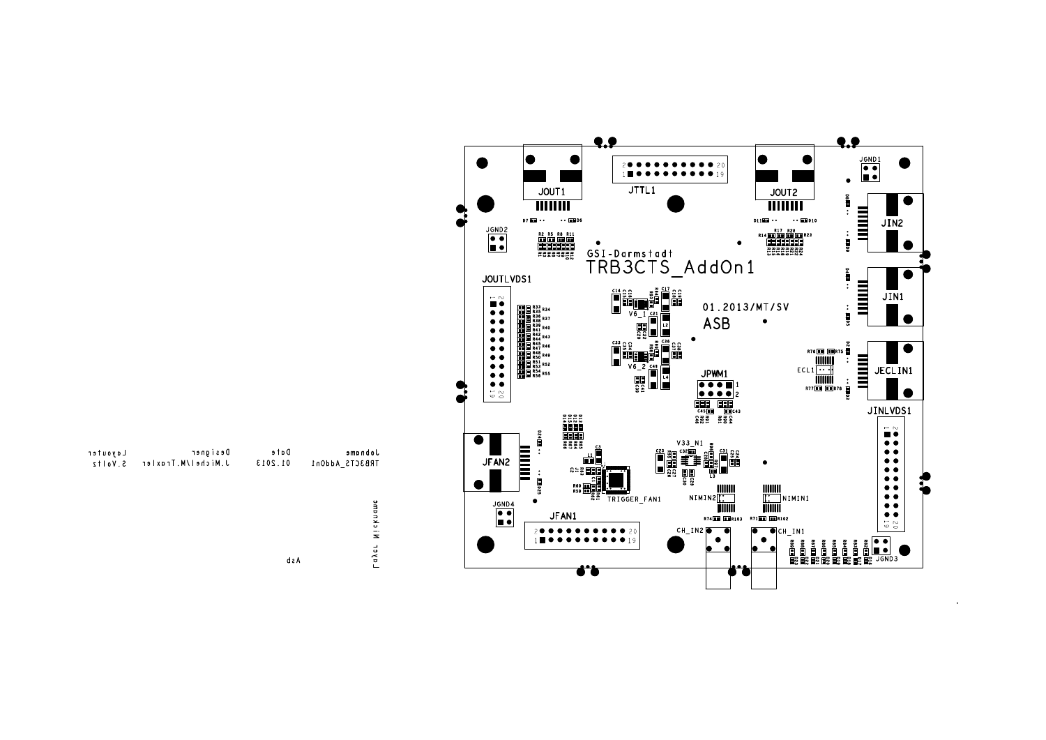| Jobname | Date | Designer | Layouter |
| --- | --- | --- | --- |
| TRB3CTS_AddOn1 | 01.2013 | J.Michel/M.Traxler | S.Voltz |

Layer Nickname

Asb

GSI-Darmstadt

TRB3CTS_AddOn1

01.2013/MT/SV

ASB

JOUT1 JTTL1 JOUT2 JGND1 JIN2 JIN1 JECLIN1 JINLVDS1 JGND2 JOUTLVDS1 JFAN2 JGND4 JFAN1 TRIGGER_FAN1 JPWM1 V6_1 V6_2 V33_N1 NIMIN2 NIMIN1 CH_IN2 CH_IN1 JGND3 ECL1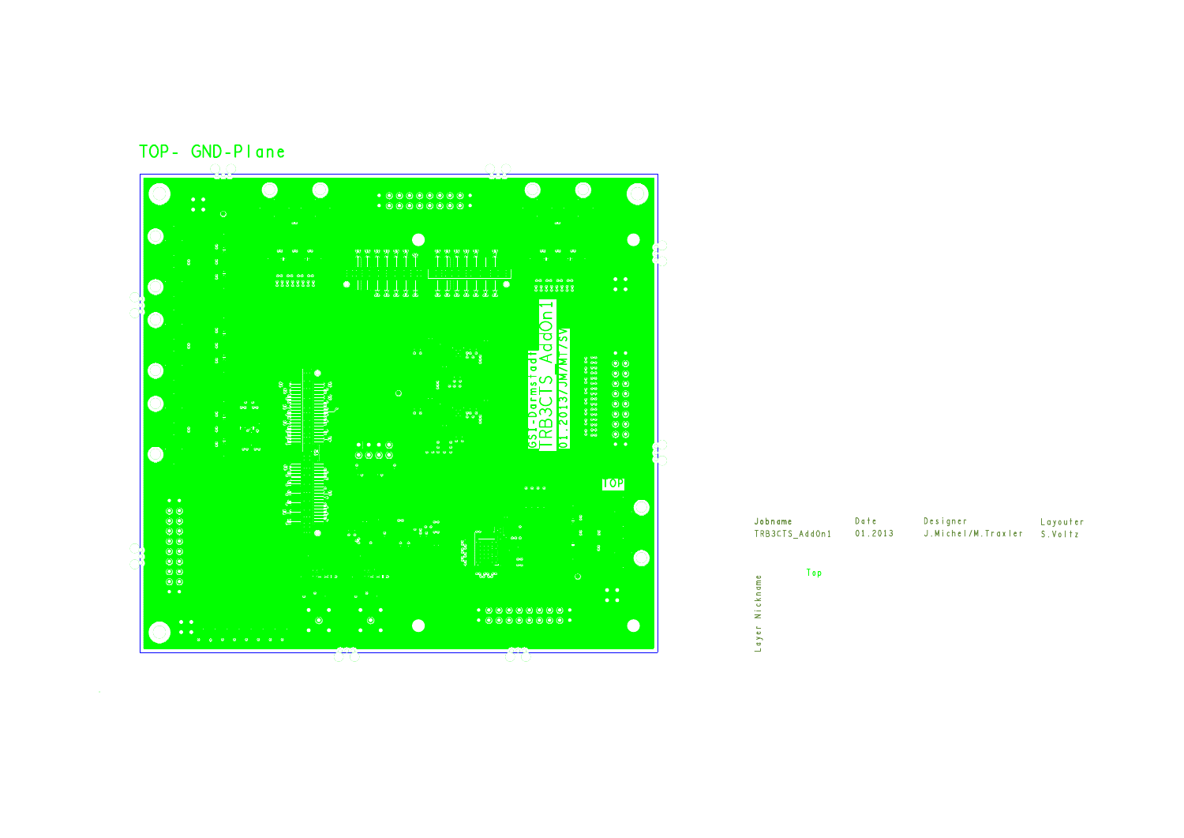# TOP- GND-Plane

GSI-Darmstadt
TRB3CTS AddOn1
01.2013/JM/MT/SV

TOP

| Jobname | Date | Designer | Layouter |
|---|---|---|---|
| TRB3CTS_AddOn1 | 01.2013 | J.Michel/M.Traxler | S.Voltz |

Layer Nickname: Top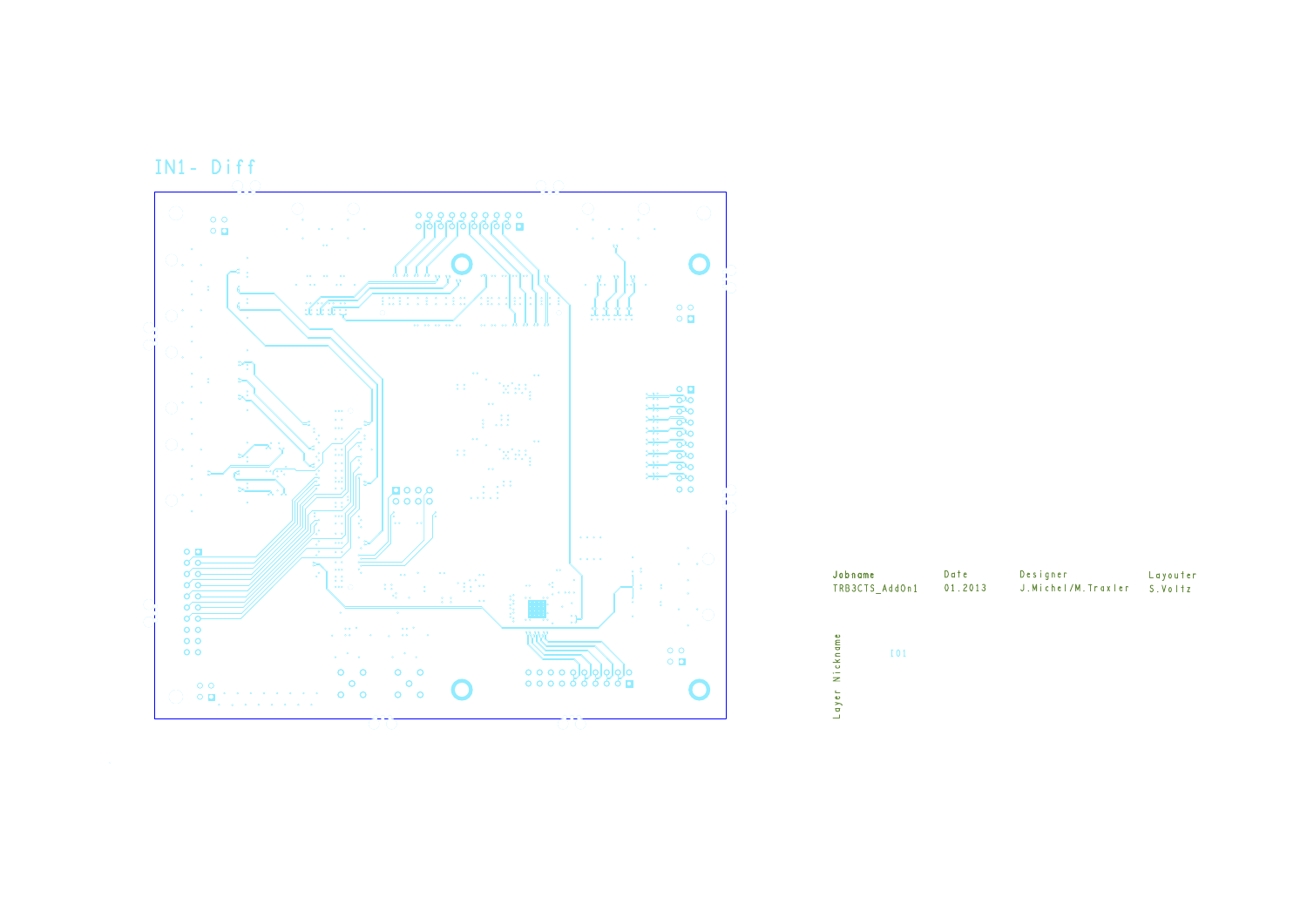IN1- Diff

| Jobname | Date | Designer | Layouter |
|---|---|---|---|
| TRB3CTS_AddOn1 | 01.2013 | J.Michel/M.Traxler | S.Voltz |

Layer Nickname

I01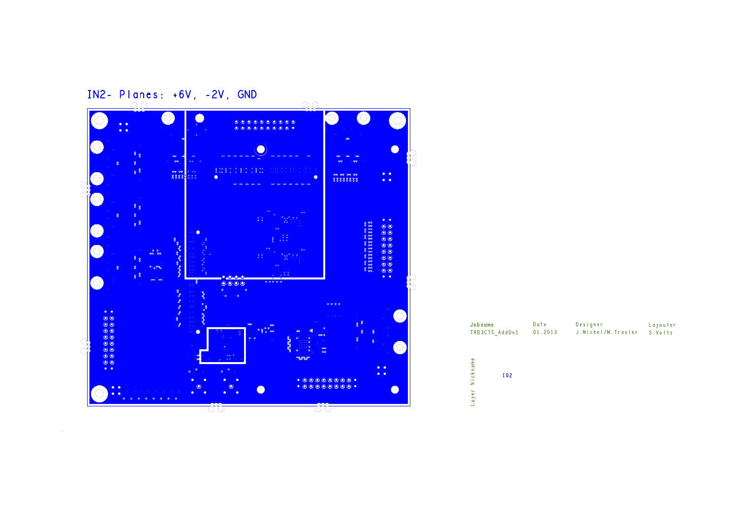IN2- Planes: +6V, -2V, GND

| Jobname | Date | Designer | Layouter |
| --- | --- | --- | --- |
| TRB3CTS_AddOn1 | 01.2013 | J.Michel/M.Traxler | S.Voltz |

Layer Nickname

I02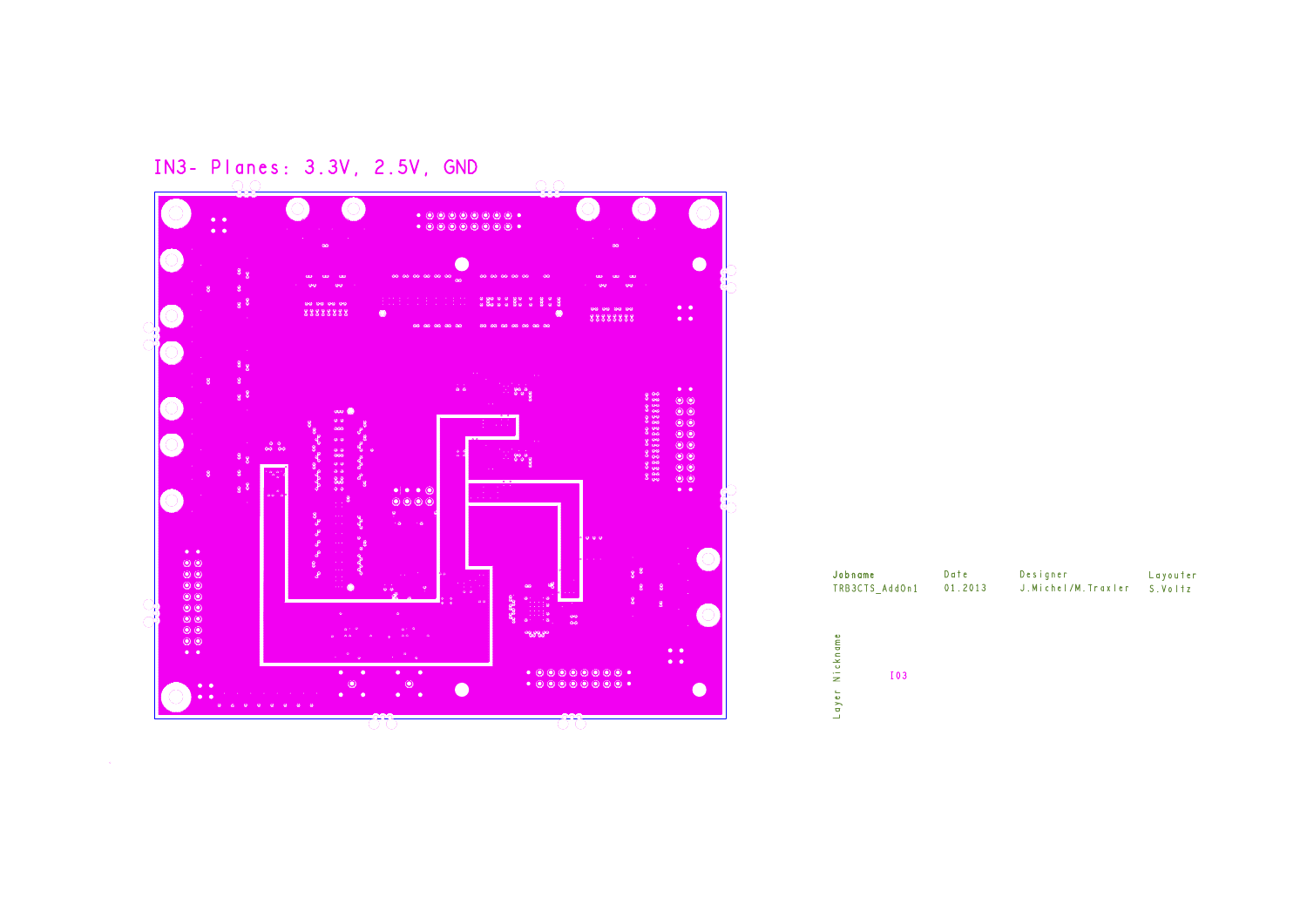IN3- Planes: 3.3V, 2.5V, GND

| Jobname | Date | Designer | Layouter |
| --- | --- | --- | --- |
| TRB3CTS_AddOn1 | 01.2013 | J.Michel/M.Traxler | S.Voltz |

Layer Nickname

I03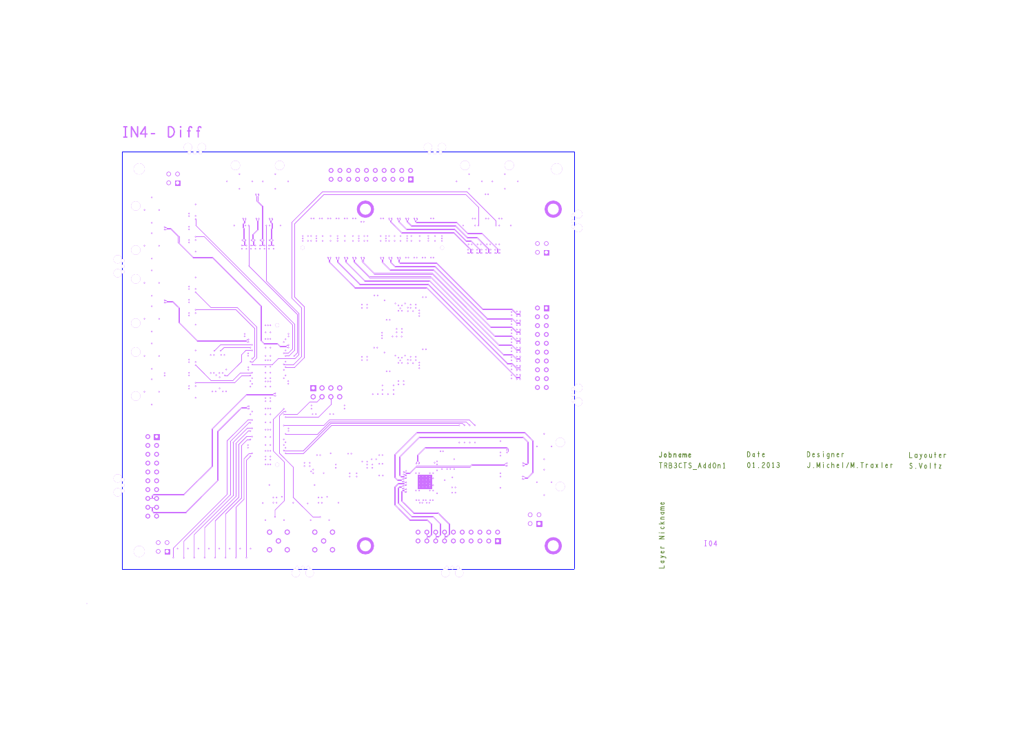IN4- Diff

| Jobname | Date | Designer | Layouter |
| --- | --- | --- | --- |
| TRB3CTS_AddOn1 | 01.2013 | J.Michel/M.Traxler | S.Voltz |

Layer Nickname

I04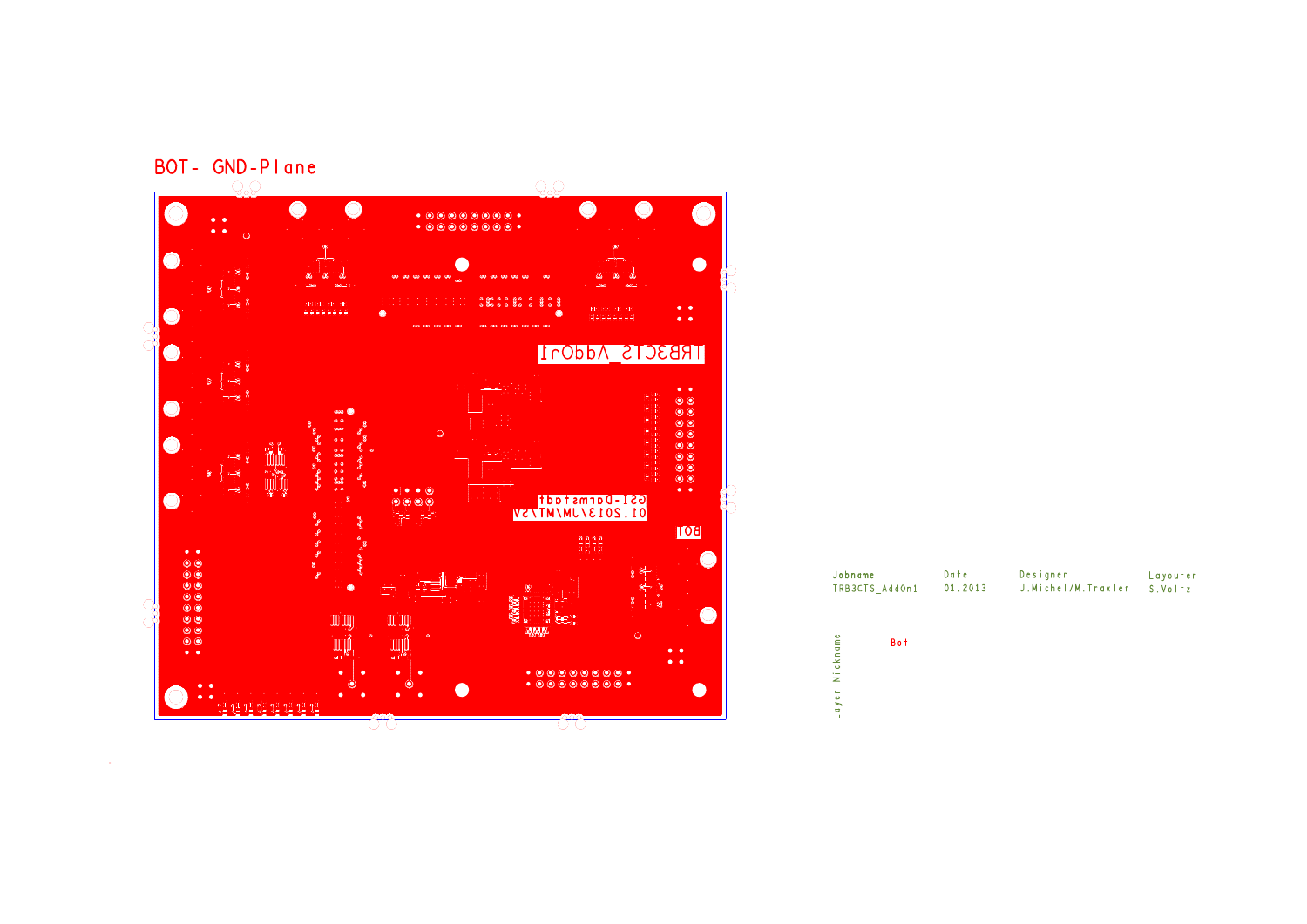# BOT- GND-Plane

TRB3CTS_AddOn1

GSI-Darmstadt
01.2013/JM/TM/Sv

BOT

| Jobname | Date | Designer | Layouter |
|---|---|---|---|
| TRB3CTS_AddOn1 | 01.2013 | J.Michel/M.Traxler | S.Voltz |

Layer Nickname: Bot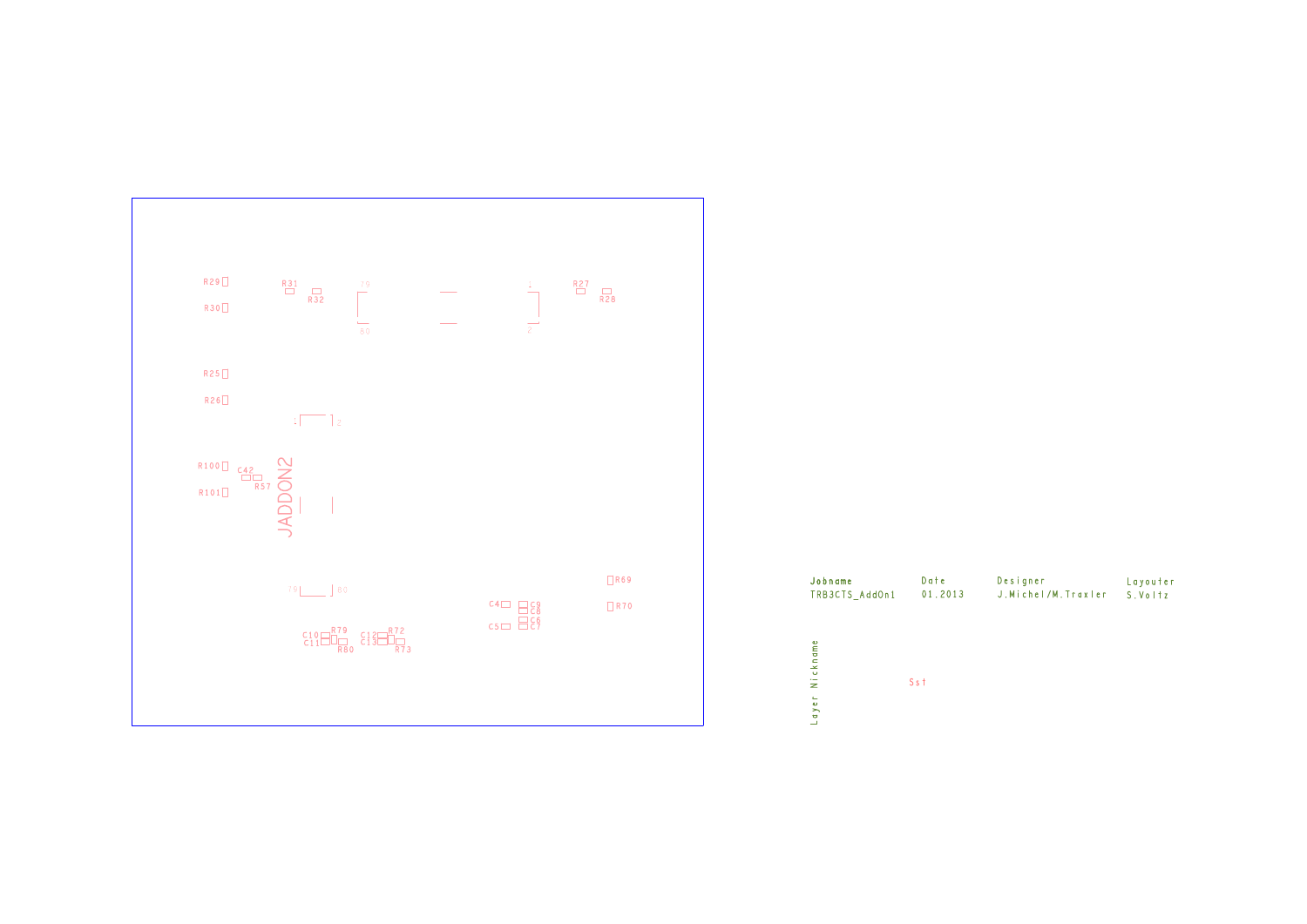R29

R31

R32

R27

R28

R30

R25

R26

R100

C42

R57

R101

JADDON2

R69

R70

C4

C9

C8

C6

C5

C7

C10

R79

C12

R72

C11

R80

C13

R73

| Jobname | Date | Designer | Layouter |
|---|---|---|---|
| TRB3CTS_AddOn1 | 01.2013 | J.Michel/M.Traxler | S.Voltz |

Layer Nickname

Ssf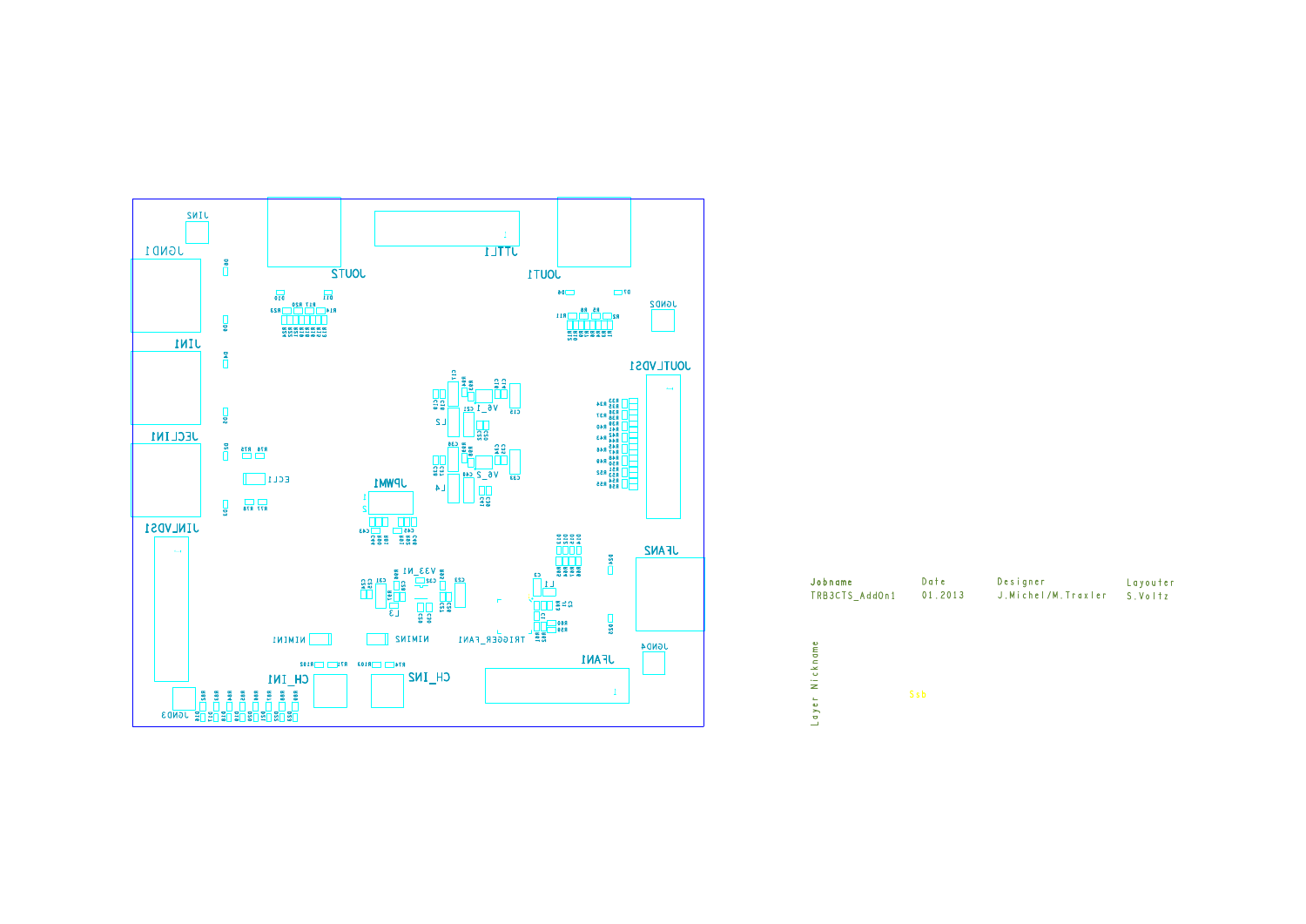| Jobname | Date | Designer | Layouter |
| --- | --- | --- | --- |
| TRB3CTS_AddOn1 | 01.2013 | J.Michel/M.Traxler | S.Voltz |

Layer Nickname

Ssb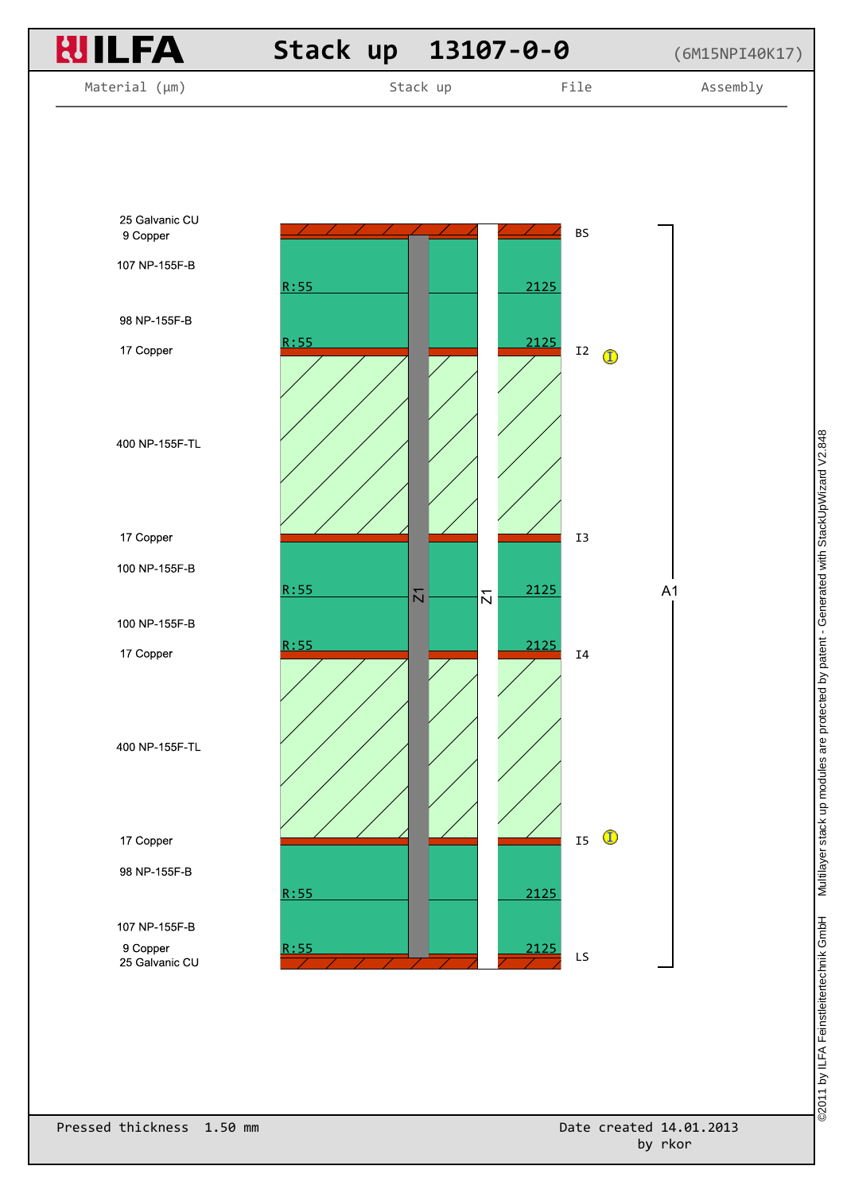# ILFA Stack up 13107-0-0 (6M15NPI40K17)

| Material (µm) | Stack up | File | Assembly |
|---|---|---|---|
| 25 Galvanic CU | | BS | A1 |
| 9 Copper | | | |
| 107 NP-155F-B | R:55 / 2125 | | |
| 98 NP-155F-B | R:55 / 2125 | | |
| 17 Copper | | I2 | |
| 400 NP-155F-TL | | | |
| 17 Copper | | I3 | |
| 100 NP-155F-B | R:55 / 2125 | | |
| 100 NP-155F-B | R:55 / 2125 | | |
| 17 Copper | | I4 | |
| 400 NP-155F-TL | | | |
| 17 Copper | | I5 | |
| 98 NP-155F-B | R:55 / 2125 | | |
| 107 NP-155F-B | R:55 / 2125 | | |
| 9 Copper | | | |
| 25 Galvanic CU | | LS | |

Z1 Z1

Pressed thickness 1.50 mm

Date created 14.01.2013
by rkor

©2011 by ILFA Feinstleitertechnik GmbH Multilayer stack up modules are protected by patent - Generated with StackUpWizard V2.848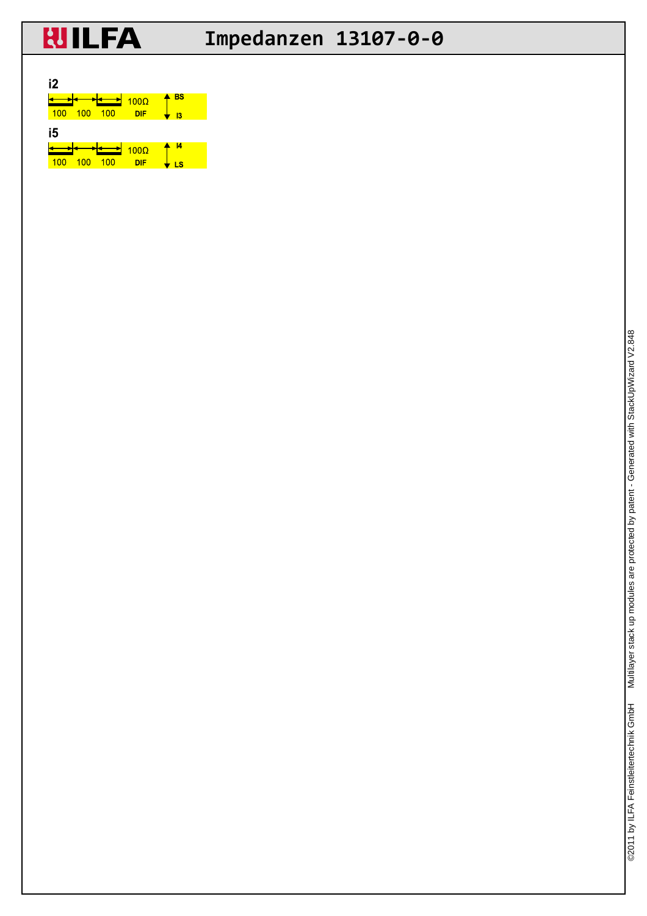# Impedanzen 13107-0-0

**i2**

100 100 100 100Ω DIF

BS
I3

**i5**

100 100 100 100Ω DIF

I4
LS